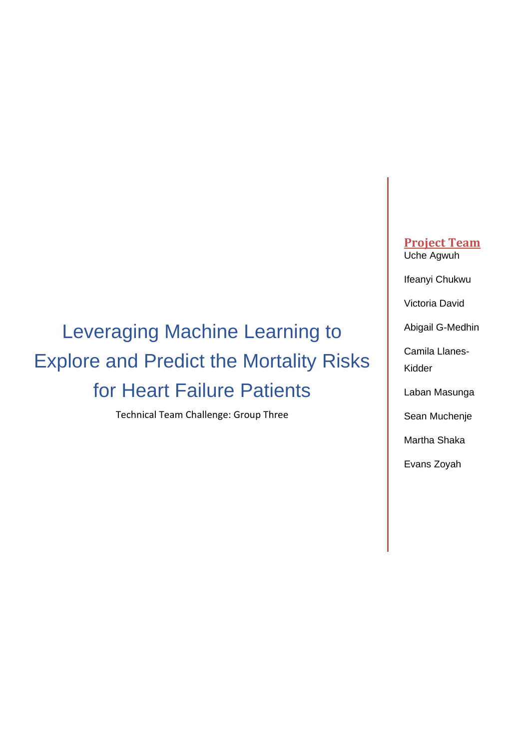# Leveraging Machine Learning to Explore and Predict the Mortality Risks for Heart Failure Patients

Technical Team Challenge: Group Three

**Project Team**

Uche Agwuh

Ifeanyi Chukwu

Victoria David

Abigail G-Medhin

Camila Llanes-Kidder

Laban Masunga

Sean Muchenje

Martha Shaka

Evans Zoyah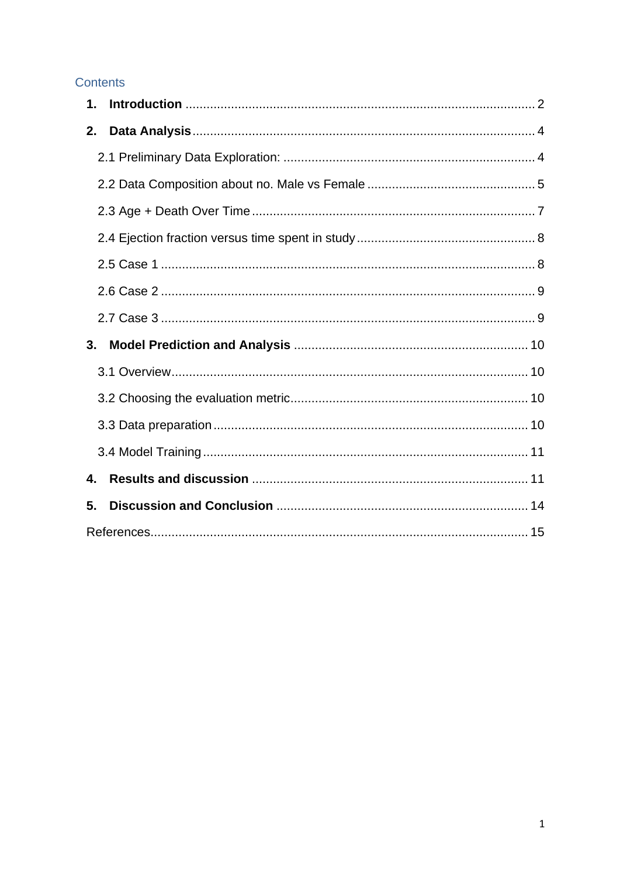## Contents

1. **Introduction** ................................................................................................ 2
2. **Data Analysis** ................................................................................................ 4
   - 2.1 Preliminary Data Exploration: ........................................................................ 4
   - 2.2 Data Composition about no. Male vs Female ................................................. 5
   - 2.3 Age + Death Over Time ................................................................................ 7
   - 2.4 Ejection fraction versus time spent in study ................................................... 8
   - 2.5 Case 1 .......................................................................................................... 8
   - 2.6 Case 2 .......................................................................................................... 9
   - 2.7 Case 3 .......................................................................................................... 9
3. **Model Prediction and Analysis** ...................................................................... 10
   - 3.1 Overview ..................................................................................................... 10
   - 3.2 Choosing the evaluation metric .................................................................... 10
   - 3.3 Data preparation ......................................................................................... 10
   - 3.4 Model Training ............................................................................................ 11
4. **Results and discussion** ................................................................................ 11
5. **Discussion and Conclusion** ........................................................................... 14

References ........................................................................................................... 15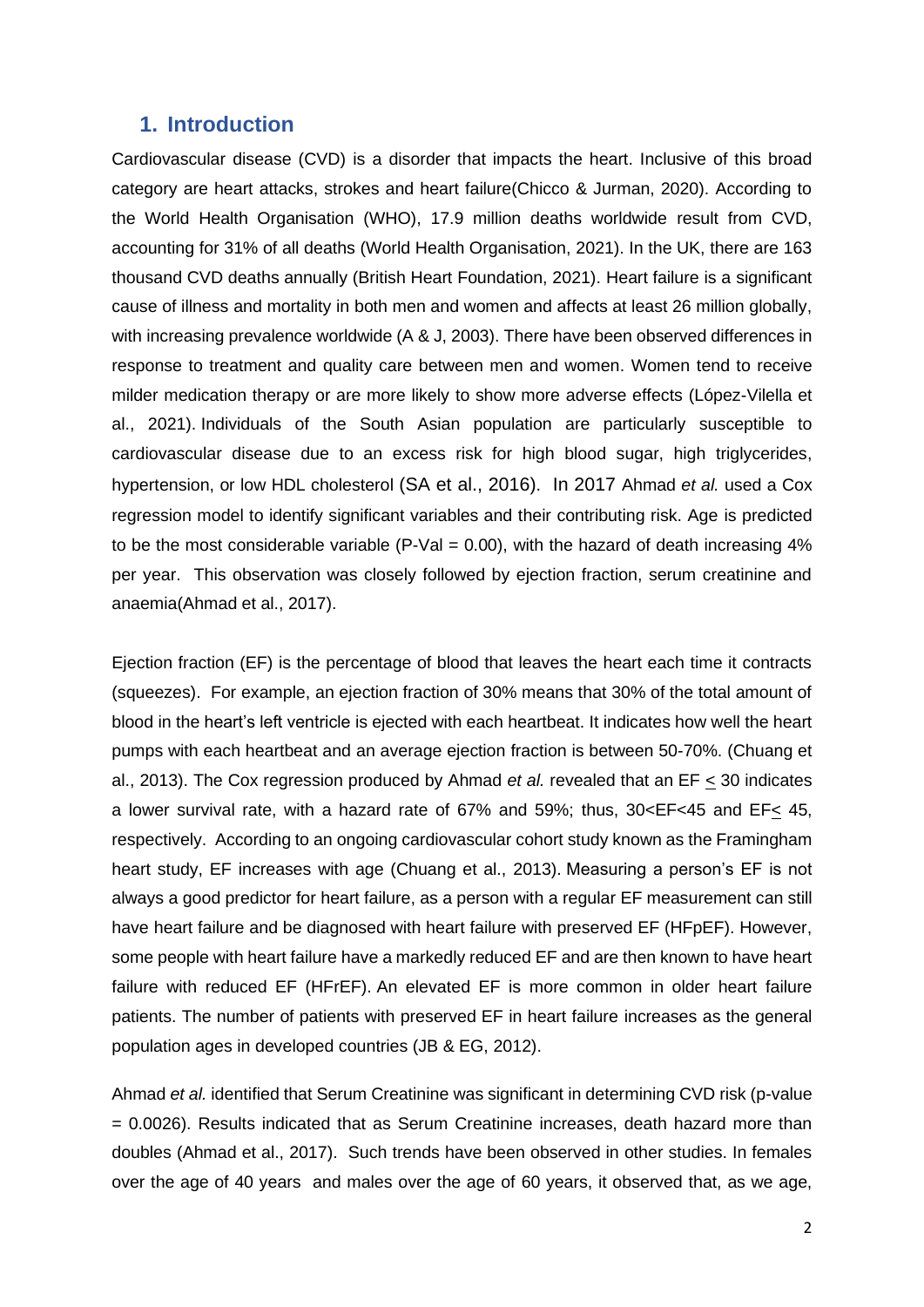## 1. Introduction

Cardiovascular disease (CVD) is a disorder that impacts the heart. Inclusive of this broad category are heart attacks, strokes and heart failure(Chicco & Jurman, 2020). According to the World Health Organisation (WHO), 17.9 million deaths worldwide result from CVD, accounting for 31% of all deaths (World Health Organisation, 2021). In the UK, there are 163 thousand CVD deaths annually (British Heart Foundation, 2021). Heart failure is a significant cause of illness and mortality in both men and women and affects at least 26 million globally, with increasing prevalence worldwide (A & J, 2003). There have been observed differences in response to treatment and quality care between men and women. Women tend to receive milder medication therapy or are more likely to show more adverse effects (López-Vilella et al., 2021). Individuals of the South Asian population are particularly susceptible to cardiovascular disease due to an excess risk for high blood sugar, high triglycerides, hypertension, or low HDL cholesterol (SA et al., 2016). In 2017 Ahmad *et al.* used a Cox regression model to identify significant variables and their contributing risk. Age is predicted to be the most considerable variable (P-Val = 0.00), with the hazard of death increasing 4% per year. This observation was closely followed by ejection fraction, serum creatinine and anaemia(Ahmad et al., 2017).

Ejection fraction (EF) is the percentage of blood that leaves the heart each time it contracts (squeezes). For example, an ejection fraction of 30% means that 30% of the total amount of blood in the heart's left ventricle is ejected with each heartbeat. It indicates how well the heart pumps with each heartbeat and an average ejection fraction is between 50-70%. (Chuang et al., 2013). The Cox regression produced by Ahmad *et al.* revealed that an EF $\leq$ 30 indicates a lower survival rate, with a hazard rate of 67% and 59%; thus, 30<EF<45 and EF$\leq$ 45, respectively. According to an ongoing cardiovascular cohort study known as the Framingham heart study, EF increases with age (Chuang et al., 2013). Measuring a person's EF is not always a good predictor for heart failure, as a person with a regular EF measurement can still have heart failure and be diagnosed with heart failure with preserved EF (HFpEF). However, some people with heart failure have a markedly reduced EF and are then known to have heart failure with reduced EF (HFrEF). An elevated EF is more common in older heart failure patients. The number of patients with preserved EF in heart failure increases as the general population ages in developed countries (JB & EG, 2012).

Ahmad *et al.* identified that Serum Creatinine was significant in determining CVD risk (p-value = 0.0026). Results indicated that as Serum Creatinine increases, death hazard more than doubles (Ahmad et al., 2017). Such trends have been observed in other studies. In females over the age of 40 years and males over the age of 60 years, it observed that, as we age,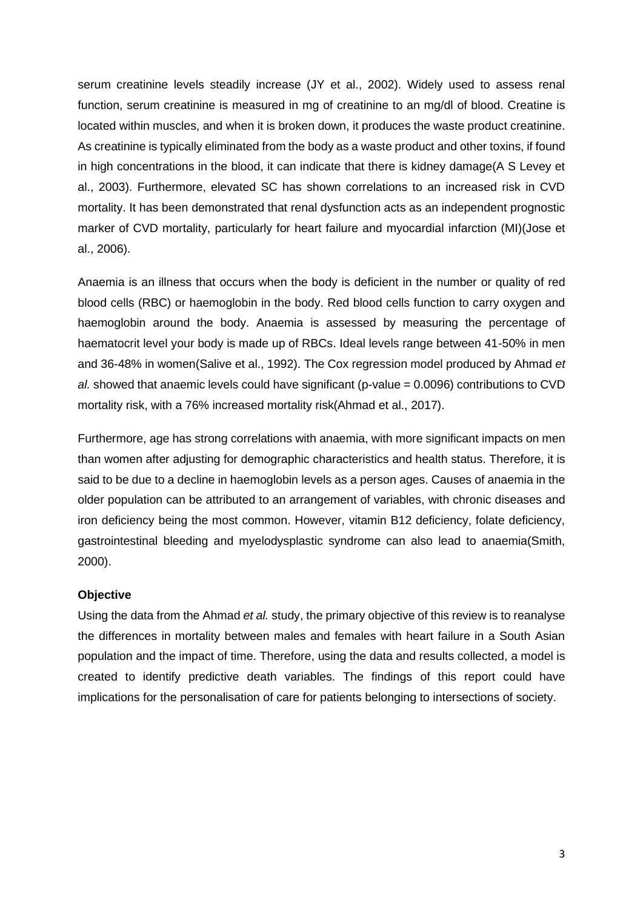serum creatinine levels steadily increase (JY et al., 2002). Widely used to assess renal function, serum creatinine is measured in mg of creatinine to an mg/dl of blood. Creatine is located within muscles, and when it is broken down, it produces the waste product creatinine. As creatinine is typically eliminated from the body as a waste product and other toxins, if found in high concentrations in the blood, it can indicate that there is kidney damage(A S Levey et al., 2003). Furthermore, elevated SC has shown correlations to an increased risk in CVD mortality. It has been demonstrated that renal dysfunction acts as an independent prognostic marker of CVD mortality, particularly for heart failure and myocardial infarction (MI)(Jose et al., 2006).

Anaemia is an illness that occurs when the body is deficient in the number or quality of red blood cells (RBC) or haemoglobin in the body. Red blood cells function to carry oxygen and haemoglobin around the body. Anaemia is assessed by measuring the percentage of haematocrit level your body is made up of RBCs. Ideal levels range between 41-50% in men and 36-48% in women(Salive et al., 1992). The Cox regression model produced by Ahmad *et al.* showed that anaemic levels could have significant (p-value = 0.0096) contributions to CVD mortality risk, with a 76% increased mortality risk(Ahmad et al., 2017).

Furthermore, age has strong correlations with anaemia, with more significant impacts on men than women after adjusting for demographic characteristics and health status. Therefore, it is said to be due to a decline in haemoglobin levels as a person ages. Causes of anaemia in the older population can be attributed to an arrangement of variables, with chronic diseases and iron deficiency being the most common. However, vitamin B12 deficiency, folate deficiency, gastrointestinal bleeding and myelodysplastic syndrome can also lead to anaemia(Smith, 2000).

**Objective**

Using the data from the Ahmad *et al.* study, the primary objective of this review is to reanalyse the differences in mortality between males and females with heart failure in a South Asian population and the impact of time. Therefore, using the data and results collected, a model is created to identify predictive death variables. The findings of this report could have implications for the personalisation of care for patients belonging to intersections of society.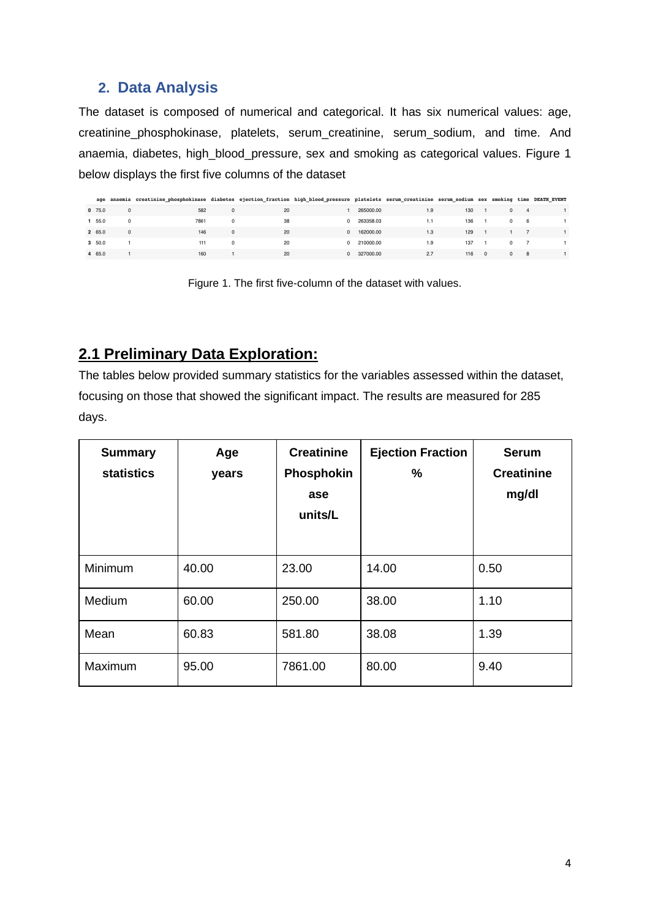## 2. Data Analysis

The dataset is composed of numerical and categorical. It has six numerical values: age, creatinine_phosphokinase, platelets, serum_creatinine, serum_sodium, and time. And anaemia, diabetes, high_blood_pressure, sex and smoking as categorical values. Figure 1 below displays the first five columns of the dataset

| | age | anaemia | creatinine_phosphokinase | diabetes | ejection_fraction | high_blood_pressure | platelets | serum_creatinine | serum_sodium | sex | smoking | time | DEATH_EVENT |
|---|---|---|---|---|---|---|---|---|---|---|---|---|---|
| **0** | 75.0 | 0 | 582 | 0 | 20 | 1 | 265000.00 | 1.9 | 130 | 1 | 0 | 4 | 1 |
| **1** | 55.0 | 0 | 7861 | 0 | 38 | 0 | 263358.03 | 1.1 | 136 | 1 | 0 | 6 | 1 |
| **2** | 65.0 | 0 | 146 | 0 | 20 | 0 | 162000.00 | 1.3 | 129 | 1 | 1 | 7 | 1 |
| **3** | 50.0 | 1 | 111 | 0 | 20 | 0 | 210000.00 | 1.9 | 137 | 1 | 0 | 7 | 1 |
| **4** | 65.0 | 1 | 160 | 1 | 20 | 0 | 327000.00 | 2.7 | 116 | 0 | 0 | 8 | 1 |

Figure 1. The first five-column of the dataset with values.

## 2.1 Preliminary Data Exploration:

The tables below provided summary statistics for the variables assessed within the dataset, focusing on those that showed the significant impact. The results are measured for 285 days.

| Summary statistics | Age years | Creatinine Phosphokinase units/L | Ejection Fraction % | Serum Creatinine mg/dl |
|---|---|---|---|---|
| Minimum | 40.00 | 23.00 | 14.00 | 0.50 |
| Medium | 60.00 | 250.00 | 38.00 | 1.10 |
| Mean | 60.83 | 581.80 | 38.08 | 1.39 |
| Maximum | 95.00 | 7861.00 | 80.00 | 9.40 |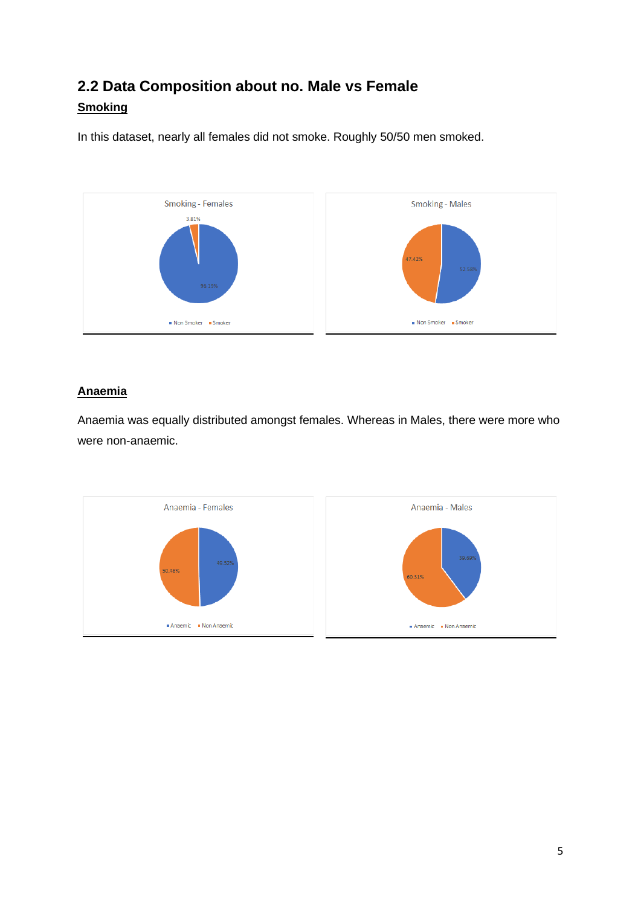## 2.2 Data Composition about no. Male vs Female

### Smoking

In this dataset, nearly all females did not smoke. Roughly 50/50 men smoked.

### Anaemia

Anaemia was equally distributed amongst females. Whereas in Males, there were more who were non-anaemic.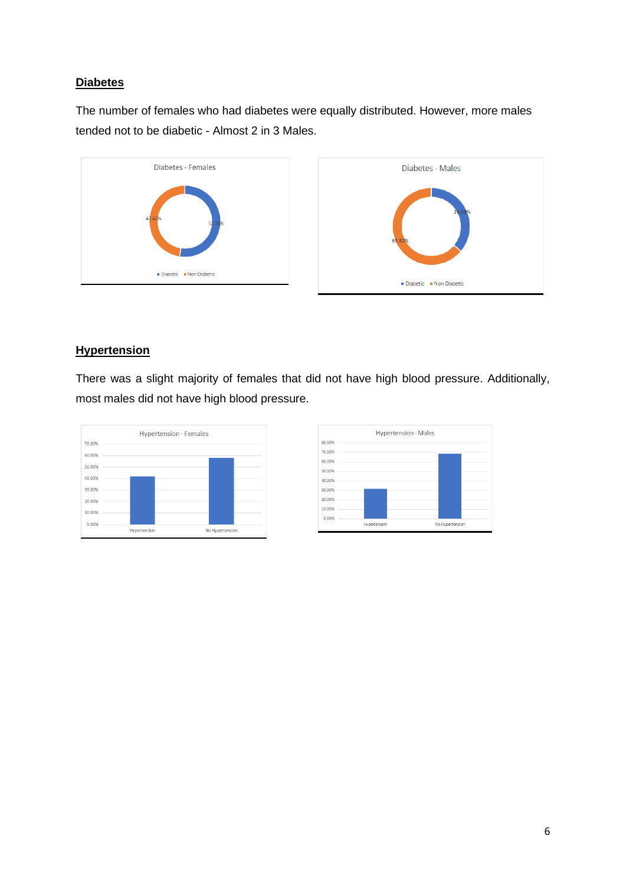**Diabetes**

The number of females who had diabetes were equally distributed. However, more males tended not to be diabetic - Almost 2 in 3 Males.

**Hypertension**

There was a slight majority of females that did not have high blood pressure. Additionally, most males did not have high blood pressure.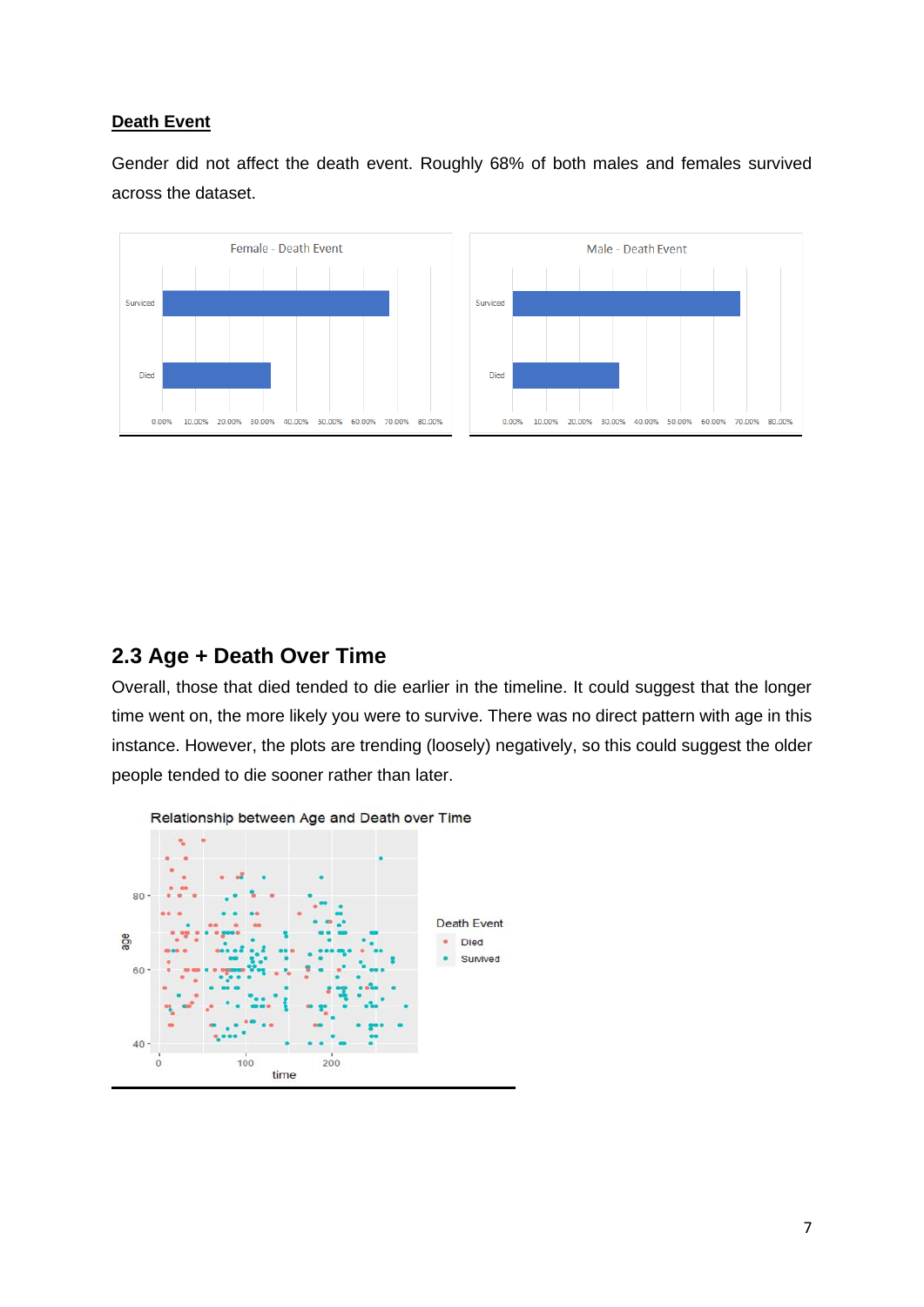**Death Event**

Gender did not affect the death event. Roughly 68% of both males and females survived across the dataset.

## 2.3 Age + Death Over Time

Overall, those that died tended to die earlier in the timeline. It could suggest that the longer time went on, the more likely you were to survive. There was no direct pattern with age in this instance. However, the plots are trending (loosely) negatively, so this could suggest the older people tended to die sooner rather than later.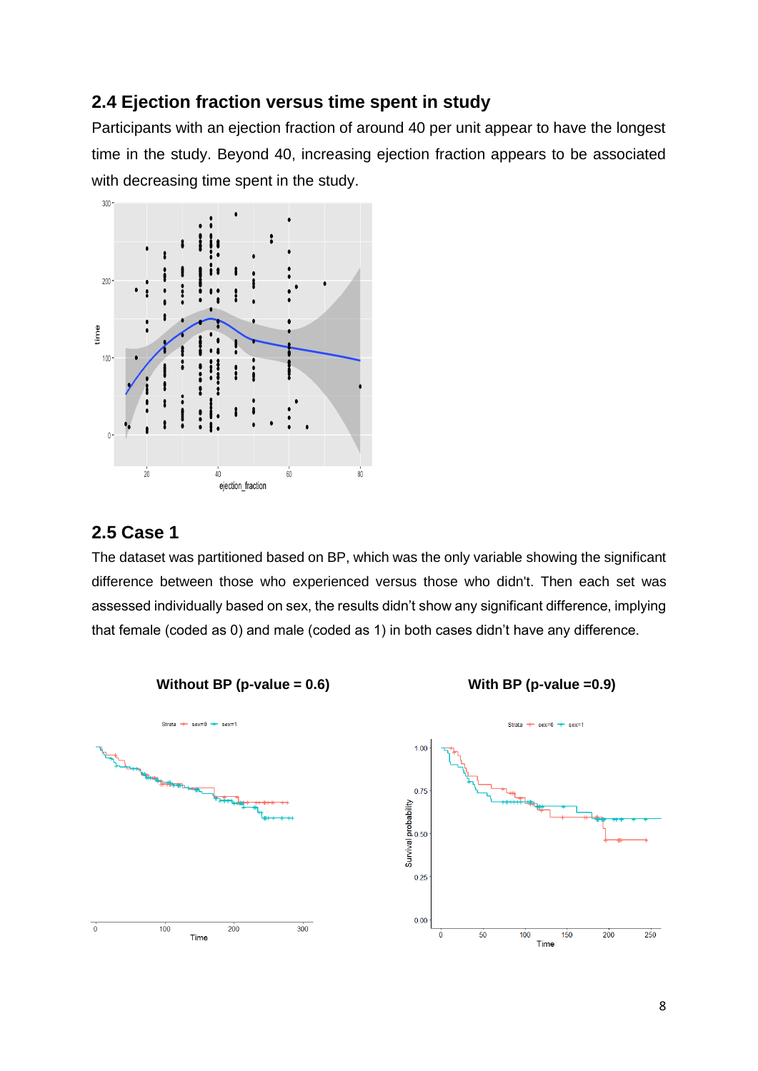## 2.4 Ejection fraction versus time spent in study

Participants with an ejection fraction of around 40 per unit appear to have the longest time in the study. Beyond 40, increasing ejection fraction appears to be associated with decreasing time spent in the study.

## 2.5 Case 1

The dataset was partitioned based on BP, which was the only variable showing the significant difference between those who experienced versus those who didn't. Then each set was assessed individually based on sex, the results didn't show any significant difference, implying that female (coded as 0) and male (coded as 1) in both cases didn't have any difference.

**Without BP (p-value = 0.6)**

**With BP (p-value =0.9)**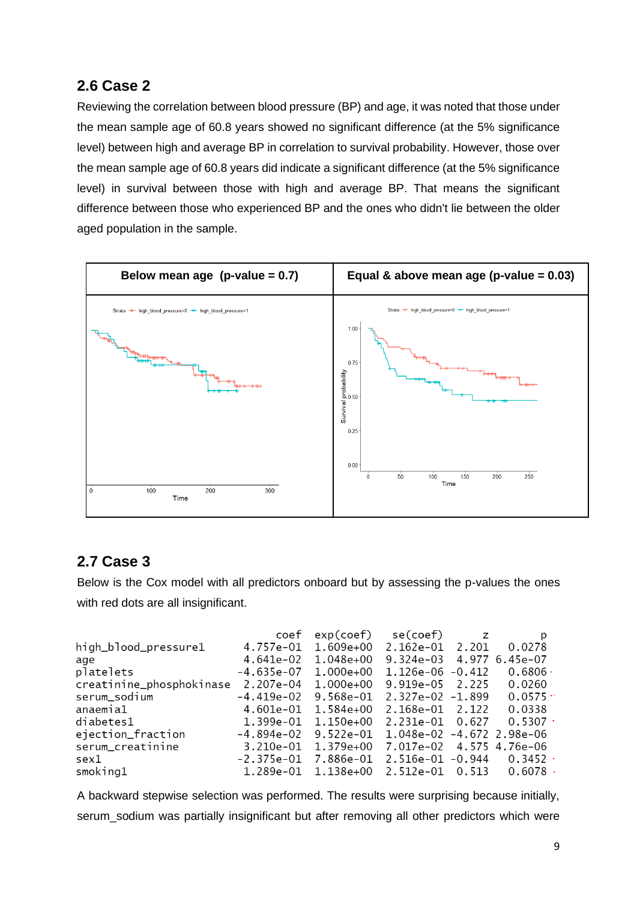## 2.6 Case 2

Reviewing the correlation between blood pressure (BP) and age, it was noted that those under the mean sample age of 60.8 years showed no significant difference (at the 5% significance level) between high and average BP in correlation to survival probability. However, those over the mean sample age of 60.8 years did indicate a significant difference (at the 5% significance level) in survival between those with high and average BP. That means the significant difference between those who experienced BP and the ones who didn't lie between the older aged population in the sample.

| Below mean age (p-value = 0.7) | Equal & above mean age (p-value = 0.03) |
|---|---|
| | |

## 2.7 Case 3

Below is the Cox model with all predictors onboard but by assessing the p-values the ones with red dots are all insignificant.

| | coef | exp(coef) | se(coef) | z | p |
|---|---|---|---|---|---|
| high_blood_pressure1 | 4.757e-01 | 1.609e+00 | 2.162e-01 | 2.201 | 0.0278 |
| age | 4.641e-02 | 1.048e+00 | 9.324e-03 | 4.977 | 6.45e-07 |
| platelets | -4.635e-07 | 1.000e+00 | 1.126e-06 | -0.412 | 0.6806 · |
| creatinine_phosphokinase | 2.207e-04 | 1.000e+00 | 9.919e-05 | 2.225 | 0.0260 |
| serum_sodium | -4.419e-02 | 9.568e-01 | 2.327e-02 | -1.899 | 0.0575 ·· |
| anaemia1 | 4.601e-01 | 1.584e+00 | 2.168e-01 | 2.122 | 0.0338 |
| diabetes1 | 1.399e-01 | 1.150e+00 | 2.231e-01 | 0.627 | 0.5307 · |
| ejection_fraction | -4.894e-02 | 9.522e-01 | 1.048e-02 | -4.672 | 2.98e-06 |
| serum_creatinine | 3.210e-01 | 1.379e+00 | 7.017e-02 | 4.575 | 4.76e-06 |
| sex1 | -2.375e-01 | 7.886e-01 | 2.516e-01 | -0.944 | 0.3452 · |
| smoking1 | 1.289e-01 | 1.138e+00 | 2.512e-01 | 0.513 | 0.6078 · |

A backward stepwise selection was performed. The results were surprising because initially, serum_sodium was partially insignificant but after removing all other predictors which were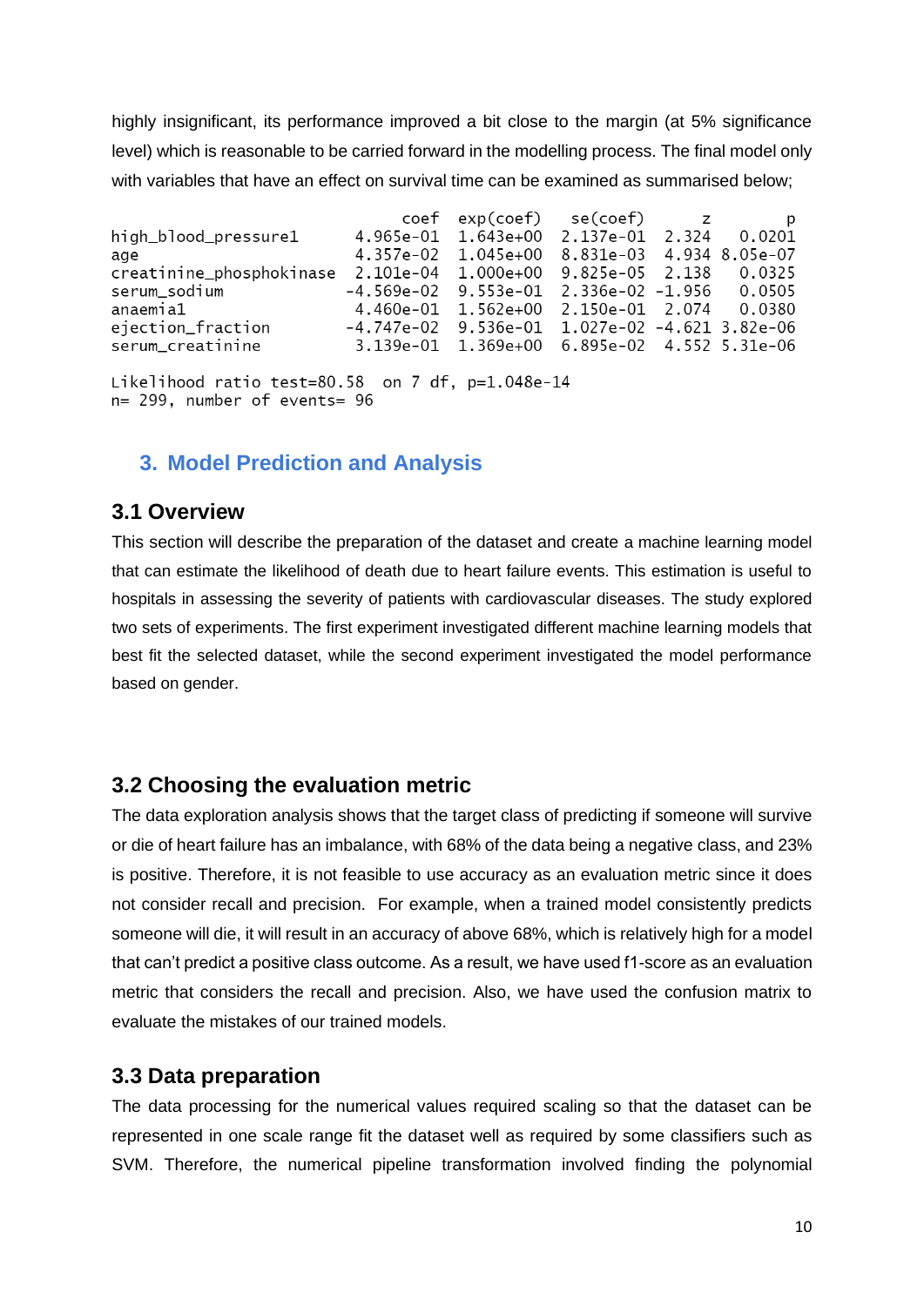highly insignificant, its performance improved a bit close to the margin (at 5% significance level) which is reasonable to be carried forward in the modelling process. The final model only with variables that have an effect on survival time can be examined as summarised below;

```
                              coef  exp(coef)   se(coef)      z         p
high_blood_pressure1     4.965e-01  1.643e+00  2.137e-01  2.324    0.0201
age                      4.357e-02  1.045e+00  8.831e-03  4.934  8.05e-07
creatinine_phosphokinase 2.101e-04  1.000e+00  9.825e-05  2.138    0.0325
serum_sodium            -4.569e-02  9.553e-01  2.336e-02 -1.956    0.0505
anaemia1                 4.460e-01  1.562e+00  2.150e-01  2.074    0.0380
ejection_fraction       -4.747e-02  9.536e-01  1.027e-02 -4.621  3.82e-06
serum_creatinine         3.139e-01  1.369e+00  6.895e-02  4.552  5.31e-06

Likelihood ratio test=80.58  on 7 df, p=1.048e-14
n= 299, number of events= 96
```

## 3. Model Prediction and Analysis

### 3.1 Overview

This section will describe the preparation of the dataset and create a machine learning model that can estimate the likelihood of death due to heart failure events. This estimation is useful to hospitals in assessing the severity of patients with cardiovascular diseases. The study explored two sets of experiments. The first experiment investigated different machine learning models that best fit the selected dataset, while the second experiment investigated the model performance based on gender.

### 3.2 Choosing the evaluation metric

The data exploration analysis shows that the target class of predicting if someone will survive or die of heart failure has an imbalance, with 68% of the data being a negative class, and 23% is positive. Therefore, it is not feasible to use accuracy as an evaluation metric since it does not consider recall and precision. For example, when a trained model consistently predicts someone will die, it will result in an accuracy of above 68%, which is relatively high for a model that can't predict a positive class outcome. As a result, we have used f1-score as an evaluation metric that considers the recall and precision. Also, we have used the confusion matrix to evaluate the mistakes of our trained models.

### 3.3 Data preparation

The data processing for the numerical values required scaling so that the dataset can be represented in one scale range fit the dataset well as required by some classifiers such as SVM. Therefore, the numerical pipeline transformation involved finding the polynomial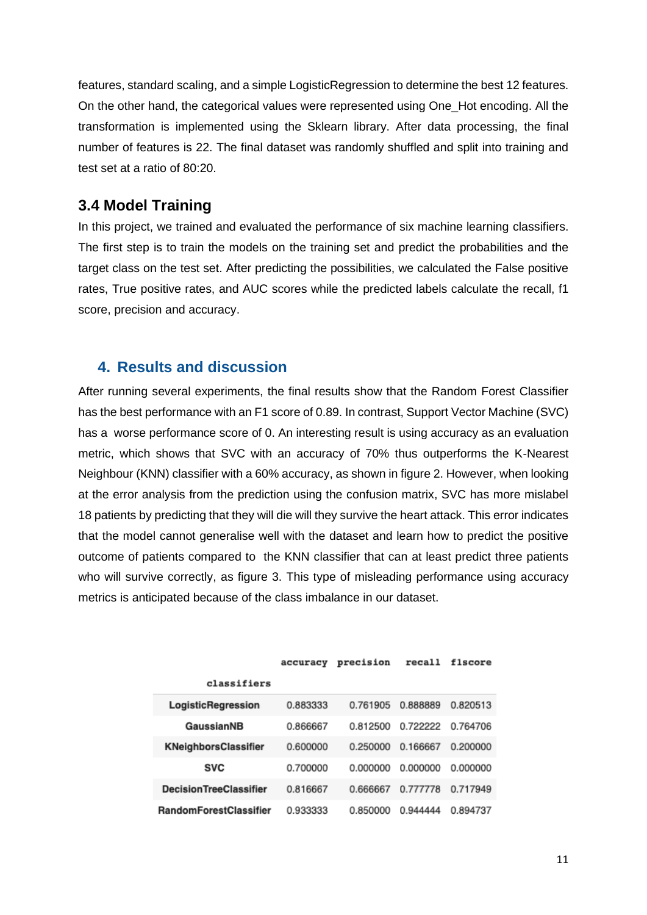features, standard scaling, and a simple LogisticRegression to determine the best 12 features. On the other hand, the categorical values were represented using One_Hot encoding. All the transformation is implemented using the Sklearn library. After data processing, the final number of features is 22. The final dataset was randomly shuffled and split into training and test set at a ratio of 80:20.

## 3.4 Model Training

In this project, we trained and evaluated the performance of six machine learning classifiers. The first step is to train the models on the training set and predict the probabilities and the target class on the test set. After predicting the possibilities, we calculated the False positive rates, True positive rates, and AUC scores while the predicted labels calculate the recall, f1 score, precision and accuracy.

# 4. Results and discussion

After running several experiments, the final results show that the Random Forest Classifier has the best performance with an F1 score of 0.89. In contrast, Support Vector Machine (SVC) has a worse performance score of 0. An interesting result is using accuracy as an evaluation metric, which shows that SVC with an accuracy of 70% thus outperforms the K-Nearest Neighbour (KNN) classifier with a 60% accuracy, as shown in figure 2. However, when looking at the error analysis from the prediction using the confusion matrix, SVC has more mislabel 18 patients by predicting that they will die will they survive the heart attack. This error indicates that the model cannot generalise well with the dataset and learn how to predict the positive outcome of patients compared to the KNN classifier that can at least predict three patients who will survive correctly, as figure 3. This type of misleading performance using accuracy metrics is anticipated because of the class imbalance in our dataset.

| classifiers | accuracy | precision | recall | f1score |
|---|---|---|---|---|
| LogisticRegression | 0.883333 | 0.761905 | 0.888889 | 0.820513 |
| GaussianNB | 0.866667 | 0.812500 | 0.722222 | 0.764706 |
| KNeighborsClassifier | 0.600000 | 0.250000 | 0.166667 | 0.200000 |
| SVC | 0.700000 | 0.000000 | 0.000000 | 0.000000 |
| DecisionTreeClassifier | 0.816667 | 0.666667 | 0.777778 | 0.717949 |
| RandomForestClassifier | 0.933333 | 0.850000 | 0.944444 | 0.894737 |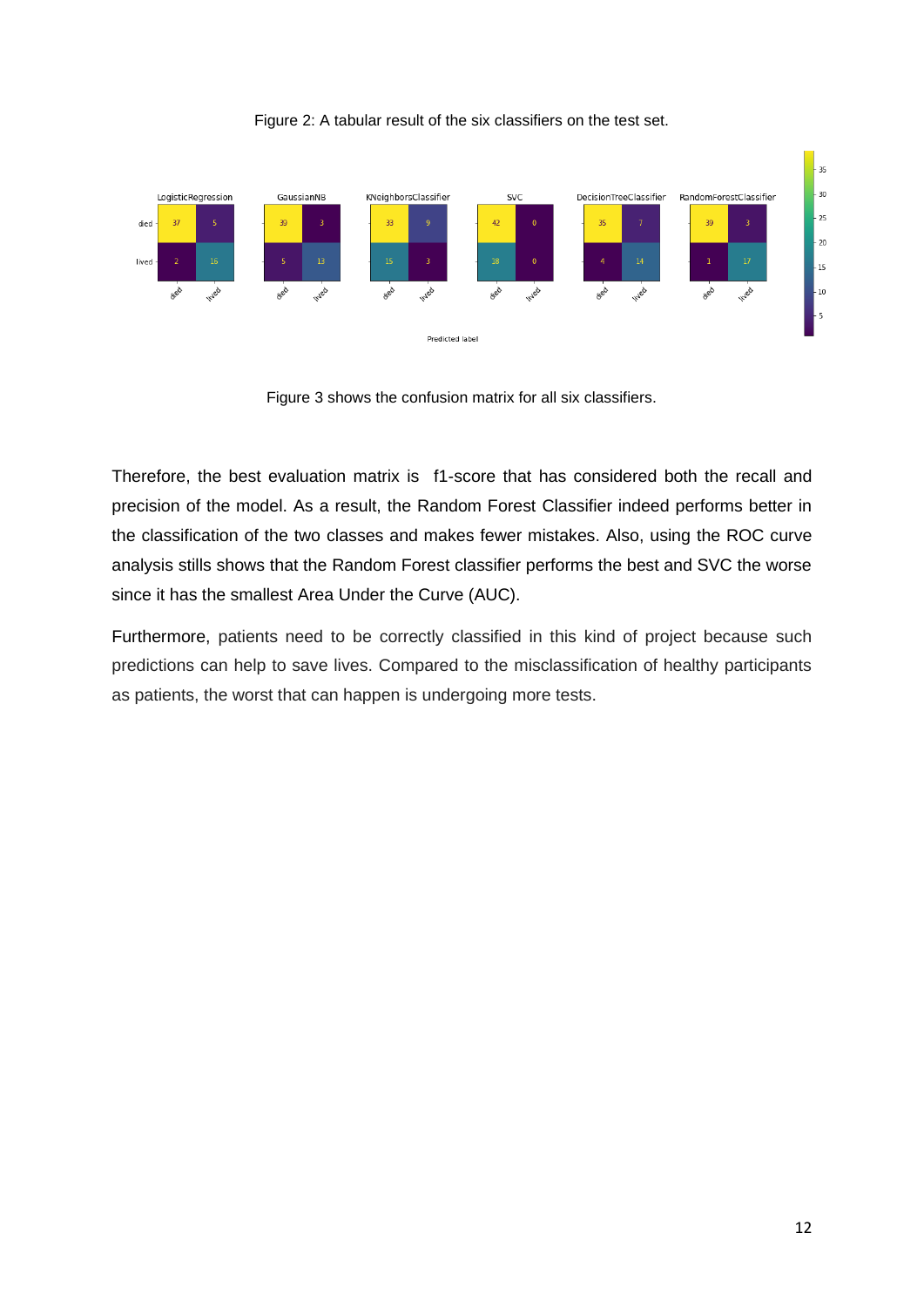Figure 2: A tabular result of the six classifiers on the test set.

Figure 3 shows the confusion matrix for all six classifiers.

Therefore, the best evaluation matrix is f1-score that has considered both the recall and precision of the model. As a result, the Random Forest Classifier indeed performs better in the classification of the two classes and makes fewer mistakes. Also, using the ROC curve analysis stills shows that the Random Forest classifier performs the best and SVC the worse since it has the smallest Area Under the Curve (AUC).

Furthermore, patients need to be correctly classified in this kind of project because such predictions can help to save lives. Compared to the misclassification of healthy participants as patients, the worst that can happen is undergoing more tests.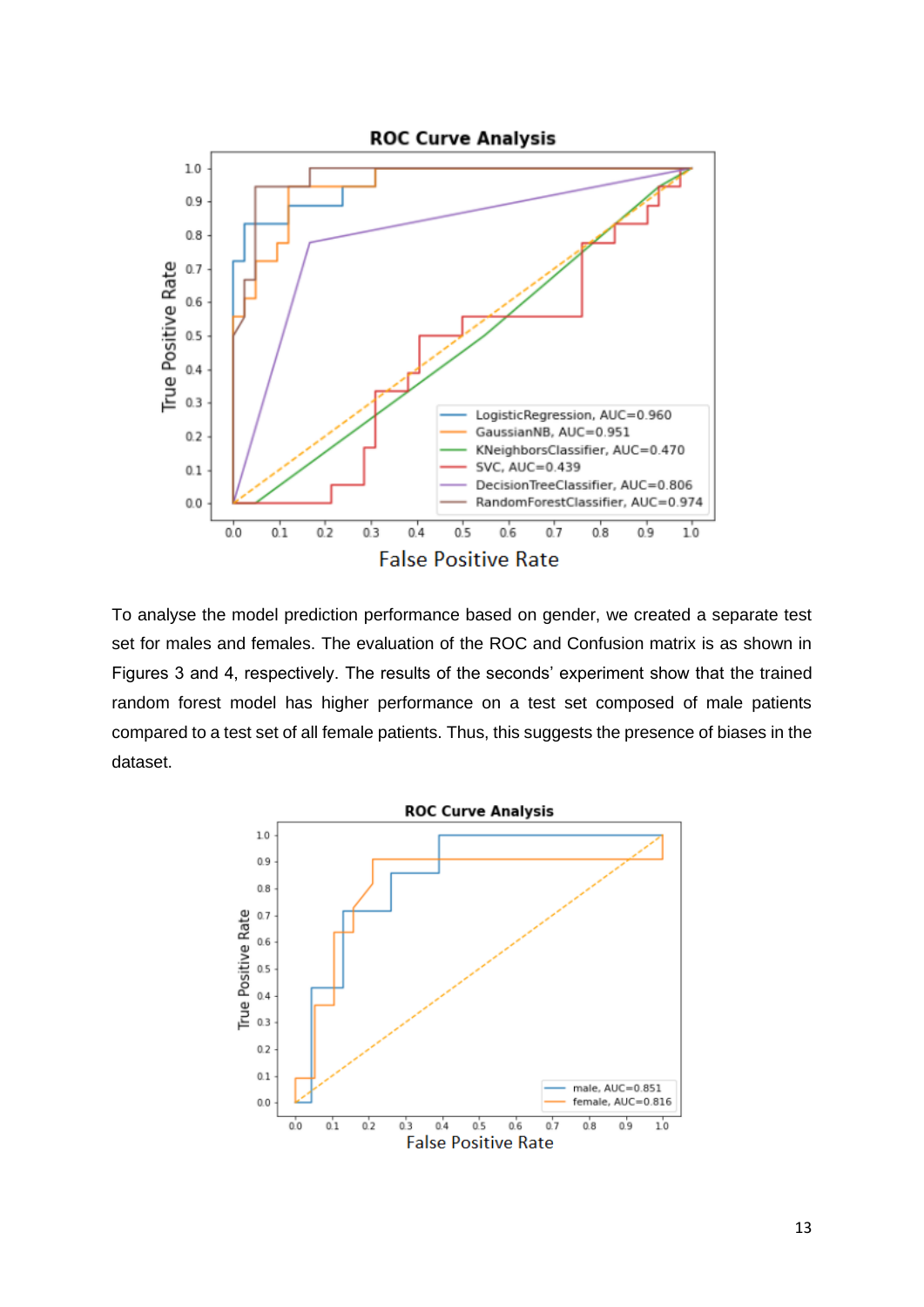To analyse the model prediction performance based on gender, we created a separate test set for males and females. The evaluation of the ROC and Confusion matrix is as shown in Figures 3 and 4, respectively. The results of the seconds' experiment show that the trained random forest model has higher performance on a test set composed of male patients compared to a test set of all female patients. Thus, this suggests the presence of biases in the dataset.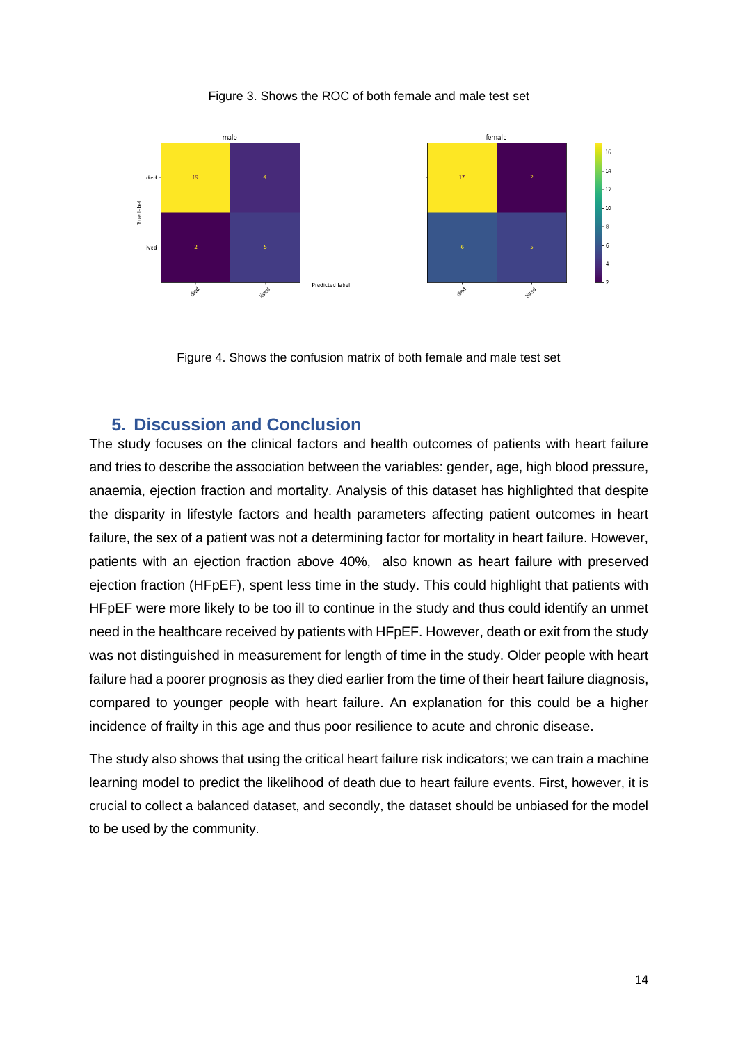Figure 3. Shows the ROC of both female and male test set

Figure 4. Shows the confusion matrix of both female and male test set

## 5. Discussion and Conclusion

The study focuses on the clinical factors and health outcomes of patients with heart failure and tries to describe the association between the variables: gender, age, high blood pressure, anaemia, ejection fraction and mortality. Analysis of this dataset has highlighted that despite the disparity in lifestyle factors and health parameters affecting patient outcomes in heart failure, the sex of a patient was not a determining factor for mortality in heart failure. However, patients with an ejection fraction above 40%, also known as heart failure with preserved ejection fraction (HFpEF), spent less time in the study. This could highlight that patients with HFpEF were more likely to be too ill to continue in the study and thus could identify an unmet need in the healthcare received by patients with HFpEF. However, death or exit from the study was not distinguished in measurement for length of time in the study. Older people with heart failure had a poorer prognosis as they died earlier from the time of their heart failure diagnosis, compared to younger people with heart failure. An explanation for this could be a higher incidence of frailty in this age and thus poor resilience to acute and chronic disease.

The study also shows that using the critical heart failure risk indicators; we can train a machine learning model to predict the likelihood of death due to heart failure events. First, however, it is crucial to collect a balanced dataset, and secondly, the dataset should be unbiased for the model to be used by the community.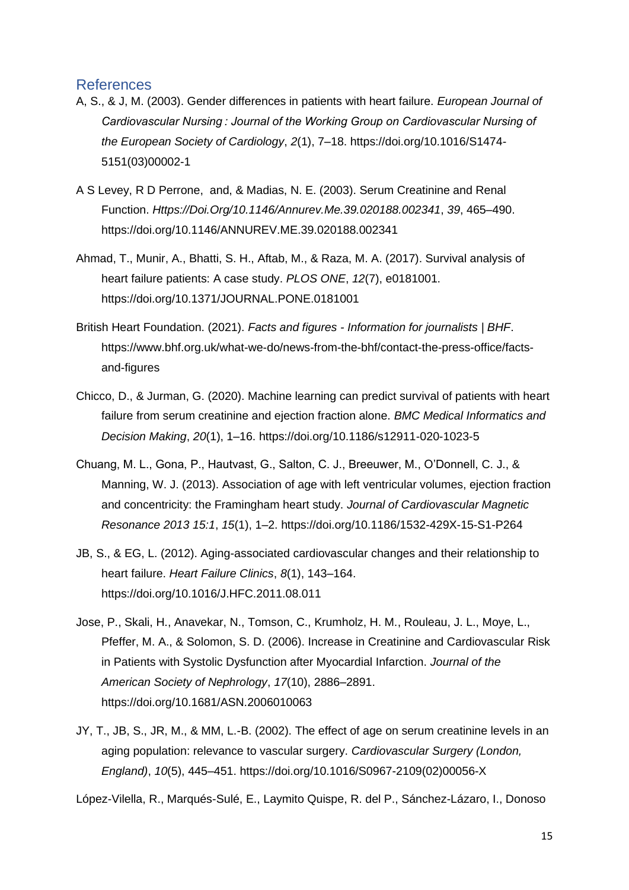## References

A, S., & J, M. (2003). Gender differences in patients with heart failure. *European Journal of Cardiovascular Nursing : Journal of the Working Group on Cardiovascular Nursing of the European Society of Cardiology*, *2*(1), 7–18. https://doi.org/10.1016/S1474-5151(03)00002-1

A S Levey, R D Perrone, and, & Madias, N. E. (2003). Serum Creatinine and Renal Function. *Https://Doi.Org/10.1146/Annurev.Me.39.020188.002341*, *39*, 465–490. https://doi.org/10.1146/ANNUREV.ME.39.020188.002341

Ahmad, T., Munir, A., Bhatti, S. H., Aftab, M., & Raza, M. A. (2017). Survival analysis of heart failure patients: A case study. *PLOS ONE*, *12*(7), e0181001. https://doi.org/10.1371/JOURNAL.PONE.0181001

British Heart Foundation. (2021). *Facts and figures - Information for journalists | BHF*. https://www.bhf.org.uk/what-we-do/news-from-the-bhf/contact-the-press-office/facts-and-figures

Chicco, D., & Jurman, G. (2020). Machine learning can predict survival of patients with heart failure from serum creatinine and ejection fraction alone. *BMC Medical Informatics and Decision Making*, *20*(1), 1–16. https://doi.org/10.1186/s12911-020-1023-5

Chuang, M. L., Gona, P., Hautvast, G., Salton, C. J., Breeuwer, M., O'Donnell, C. J., & Manning, W. J. (2013). Association of age with left ventricular volumes, ejection fraction and concentricity: the Framingham heart study. *Journal of Cardiovascular Magnetic Resonance 2013 15:1*, *15*(1), 1–2. https://doi.org/10.1186/1532-429X-15-S1-P264

JB, S., & EG, L. (2012). Aging-associated cardiovascular changes and their relationship to heart failure. *Heart Failure Clinics*, *8*(1), 143–164. https://doi.org/10.1016/J.HFC.2011.08.011

Jose, P., Skali, H., Anavekar, N., Tomson, C., Krumholz, H. M., Rouleau, J. L., Moye, L., Pfeffer, M. A., & Solomon, S. D. (2006). Increase in Creatinine and Cardiovascular Risk in Patients with Systolic Dysfunction after Myocardial Infarction. *Journal of the American Society of Nephrology*, *17*(10), 2886–2891. https://doi.org/10.1681/ASN.2006010063

JY, T., JB, S., JR, M., & MM, L.-B. (2002). The effect of age on serum creatinine levels in an aging population: relevance to vascular surgery. *Cardiovascular Surgery (London, England)*, *10*(5), 445–451. https://doi.org/10.1016/S0967-2109(02)00056-X

López-Vilella, R., Marqués-Sulé, E., Laymito Quispe, R. del P., Sánchez-Lázaro, I., Donoso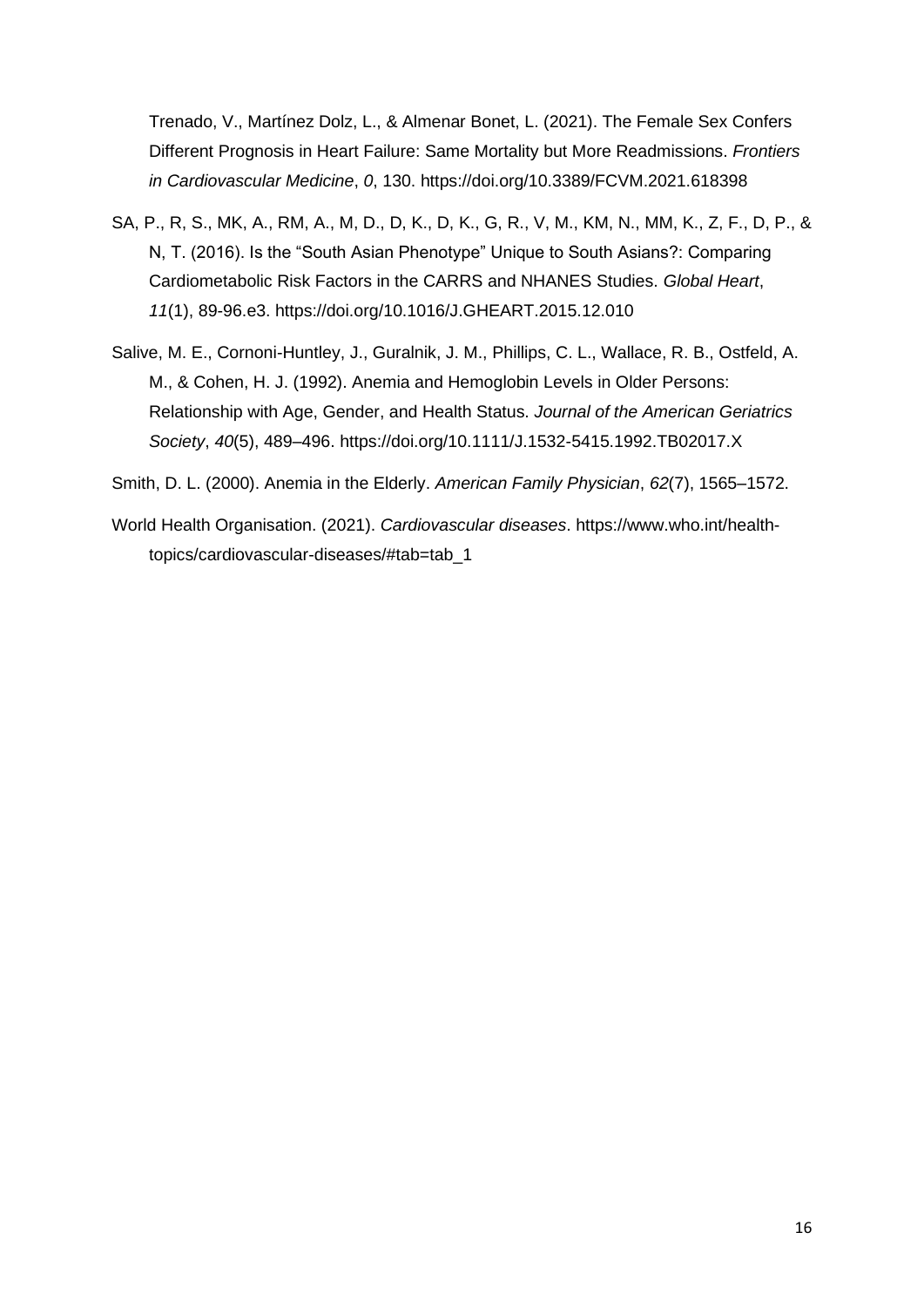Trenado, V., Martínez Dolz, L., & Almenar Bonet, L. (2021). The Female Sex Confers Different Prognosis in Heart Failure: Same Mortality but More Readmissions. *Frontiers in Cardiovascular Medicine*, *0*, 130. https://doi.org/10.3389/FCVM.2021.618398

SA, P., R, S., MK, A., RM, A., M, D., D, K., D, K., G, R., V, M., KM, N., MM, K., Z, F., D, P., & N, T. (2016). Is the "South Asian Phenotype" Unique to South Asians?: Comparing Cardiometabolic Risk Factors in the CARRS and NHANES Studies. *Global Heart*, *11*(1), 89-96.e3. https://doi.org/10.1016/J.GHEART.2015.12.010

Salive, M. E., Cornoni-Huntley, J., Guralnik, J. M., Phillips, C. L., Wallace, R. B., Ostfeld, A. M., & Cohen, H. J. (1992). Anemia and Hemoglobin Levels in Older Persons: Relationship with Age, Gender, and Health Status. *Journal of the American Geriatrics Society*, *40*(5), 489–496. https://doi.org/10.1111/J.1532-5415.1992.TB02017.X

Smith, D. L. (2000). Anemia in the Elderly. *American Family Physician*, *62*(7), 1565–1572.

World Health Organisation. (2021). *Cardiovascular diseases*. https://www.who.int/health-topics/cardiovascular-diseases/#tab=tab_1